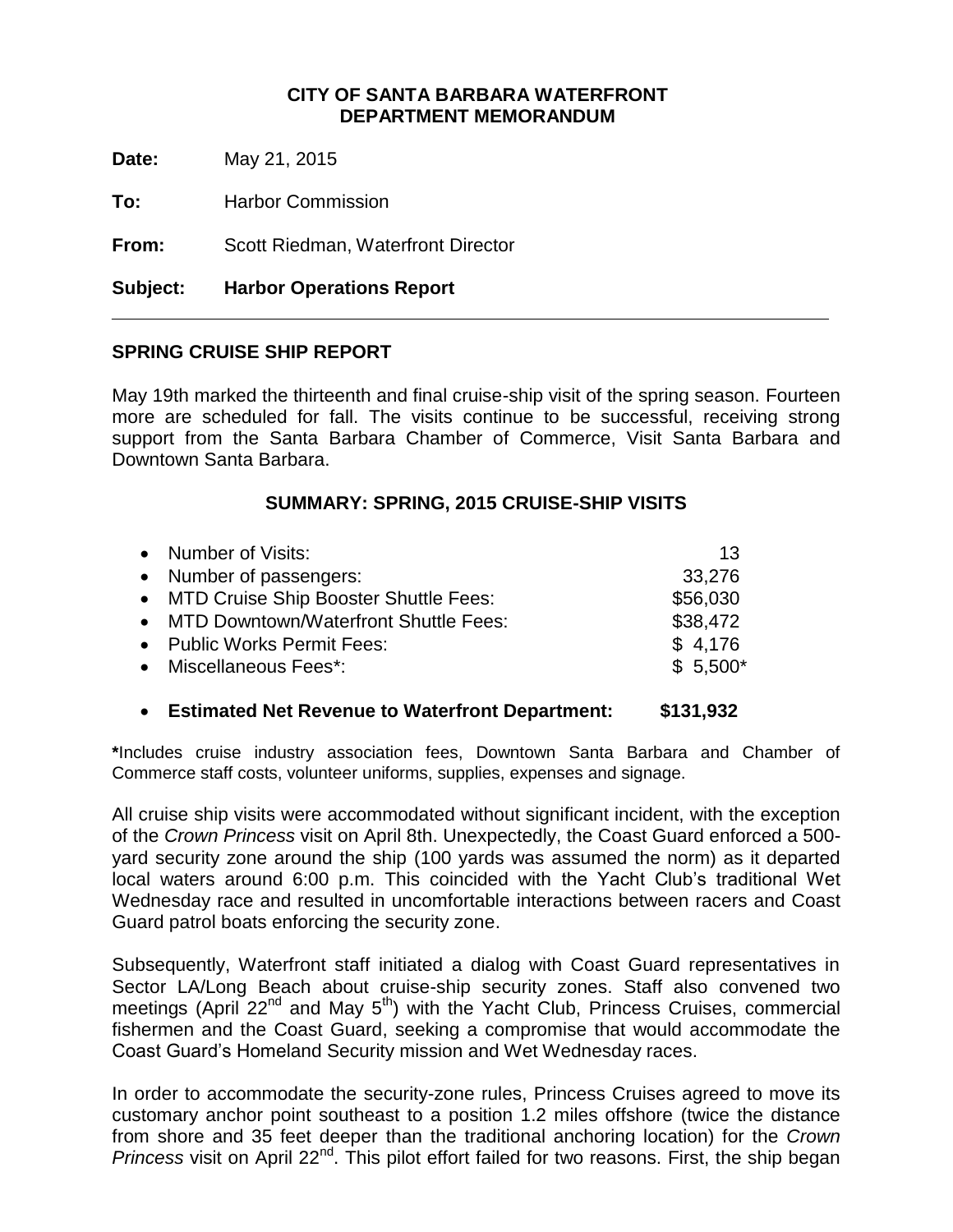**CITY OF SANTA BARBARA WATERFRONT**
**DEPARTMENT MEMORANDUM**

**Date:** May 21, 2015

**To:** Harbor Commission

**From:** Scott Riedman, Waterfront Director

**Subject: Harbor Operations Report**

---

## SPRING CRUISE SHIP REPORT

May 19th marked the thirteenth and final cruise-ship visit of the spring season. Fourteen more are scheduled for fall. The visits continue to be successful, receiving strong support from the Santa Barbara Chamber of Commerce, Visit Santa Barbara and Downtown Santa Barbara.

### SUMMARY: SPRING, 2015 CRUISE-SHIP VISITS

| | |
|---|---:|
| • Number of Visits: | 13 |
| • Number of passengers: | 33,276 |
| • MTD Cruise Ship Booster Shuttle Fees: | $56,030 |
| • MTD Downtown/Waterfront Shuttle Fees: | $38,472 |
| • Public Works Permit Fees: | $ 4,176 |
| • Miscellaneous Fees*: | $ 5,500* |
| • **Estimated Net Revenue to Waterfront Department:** | **$131,932** |

**\***Includes cruise industry association fees, Downtown Santa Barbara and Chamber of Commerce staff costs, volunteer uniforms, supplies, expenses and signage.

All cruise ship visits were accommodated without significant incident, with the exception of the *Crown Princess* visit on April 8th. Unexpectedly, the Coast Guard enforced a 500-yard security zone around the ship (100 yards was assumed the norm) as it departed local waters around 6:00 p.m. This coincided with the Yacht Club's traditional Wet Wednesday race and resulted in uncomfortable interactions between racers and Coast Guard patrol boats enforcing the security zone.

Subsequently, Waterfront staff initiated a dialog with Coast Guard representatives in Sector LA/Long Beach about cruise-ship security zones. Staff also convened two meetings (April 22nd and May 5th) with the Yacht Club, Princess Cruises, commercial fishermen and the Coast Guard, seeking a compromise that would accommodate the Coast Guard's Homeland Security mission and Wet Wednesday races.

In order to accommodate the security-zone rules, Princess Cruises agreed to move its customary anchor point southeast to a position 1.2 miles offshore (twice the distance from shore and 35 feet deeper than the traditional anchoring location) for the *Crown Princess* visit on April 22nd. This pilot effort failed for two reasons. First, the ship began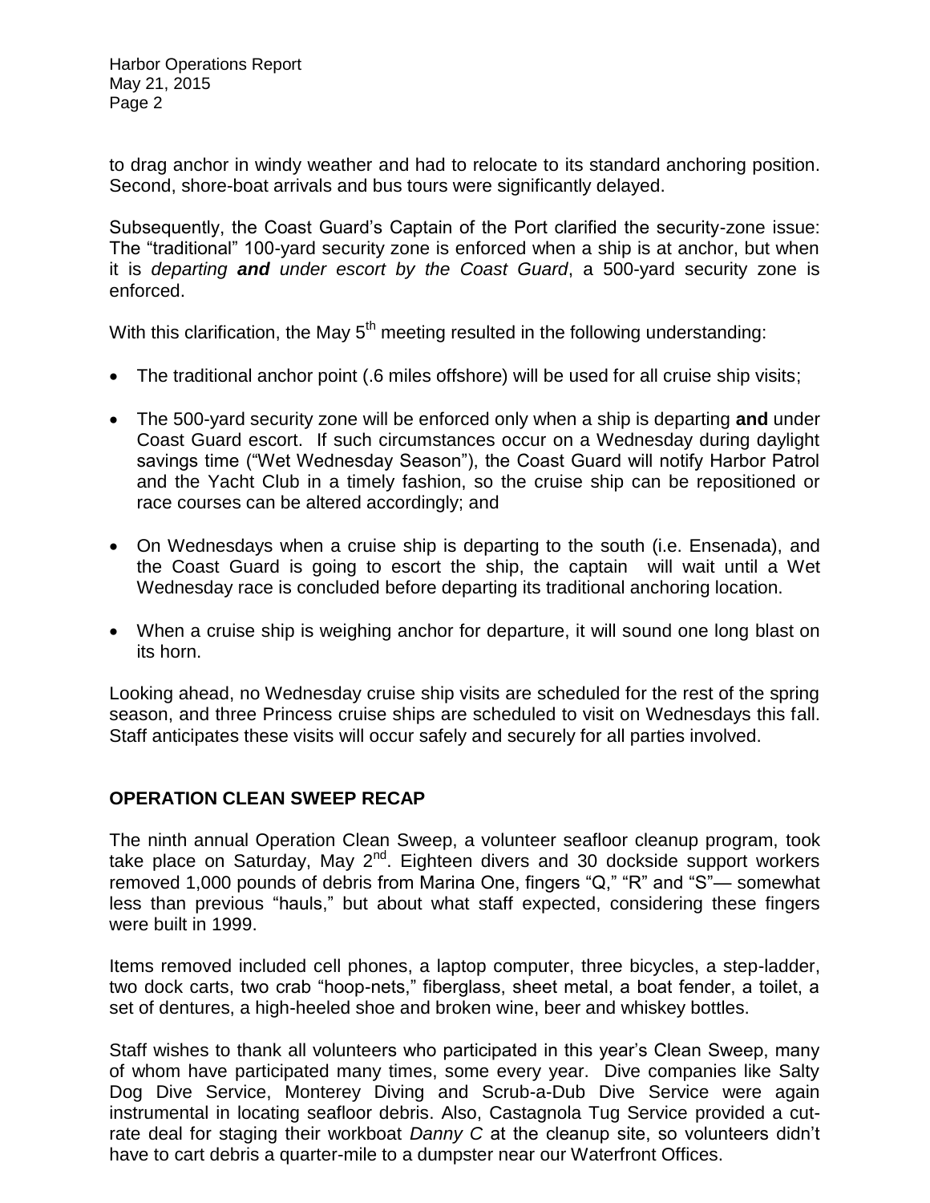to drag anchor in windy weather and had to relocate to its standard anchoring position. Second, shore-boat arrivals and bus tours were significantly delayed.

Subsequently, the Coast Guard's Captain of the Port clarified the security-zone issue: The "traditional" 100-yard security zone is enforced when a ship is at anchor, but when it is *departing **and** under escort by the Coast Guard*, a 500-yard security zone is enforced.

With this clarification, the May 5th meeting resulted in the following understanding:

- The traditional anchor point (.6 miles offshore) will be used for all cruise ship visits;
- The 500-yard security zone will be enforced only when a ship is departing **and** under Coast Guard escort. If such circumstances occur on a Wednesday during daylight savings time ("Wet Wednesday Season"), the Coast Guard will notify Harbor Patrol and the Yacht Club in a timely fashion, so the cruise ship can be repositioned or race courses can be altered accordingly; and
- On Wednesdays when a cruise ship is departing to the south (i.e. Ensenada), and the Coast Guard is going to escort the ship, the captain will wait until a Wet Wednesday race is concluded before departing its traditional anchoring location.
- When a cruise ship is weighing anchor for departure, it will sound one long blast on its horn.

Looking ahead, no Wednesday cruise ship visits are scheduled for the rest of the spring season, and three Princess cruise ships are scheduled to visit on Wednesdays this fall. Staff anticipates these visits will occur safely and securely for all parties involved.

## OPERATION CLEAN SWEEP RECAP

The ninth annual Operation Clean Sweep, a volunteer seafloor cleanup program, took take place on Saturday, May 2nd. Eighteen divers and 30 dockside support workers removed 1,000 pounds of debris from Marina One, fingers "Q," "R" and "S"— somewhat less than previous "hauls," but about what staff expected, considering these fingers were built in 1999.

Items removed included cell phones, a laptop computer, three bicycles, a step-ladder, two dock carts, two crab "hoop-nets," fiberglass, sheet metal, a boat fender, a toilet, a set of dentures, a high-heeled shoe and broken wine, beer and whiskey bottles.

Staff wishes to thank all volunteers who participated in this year's Clean Sweep, many of whom have participated many times, some every year. Dive companies like Salty Dog Dive Service, Monterey Diving and Scrub-a-Dub Dive Service were again instrumental in locating seafloor debris. Also, Castagnola Tug Service provided a cut-rate deal for staging their workboat *Danny C* at the cleanup site, so volunteers didn't have to cart debris a quarter-mile to a dumpster near our Waterfront Offices.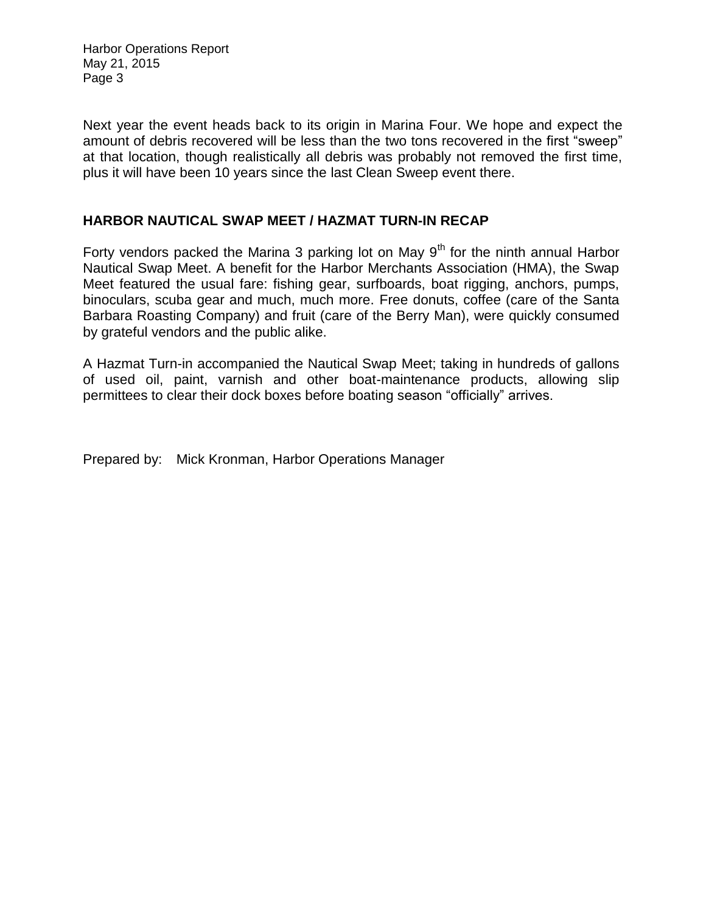Next year the event heads back to its origin in Marina Four. We hope and expect the amount of debris recovered will be less than the two tons recovered in the first "sweep" at that location, though realistically all debris was probably not removed the first time, plus it will have been 10 years since the last Clean Sweep event there.

## HARBOR NAUTICAL SWAP MEET / HAZMAT TURN-IN RECAP

Forty vendors packed the Marina 3 parking lot on May 9th for the ninth annual Harbor Nautical Swap Meet. A benefit for the Harbor Merchants Association (HMA), the Swap Meet featured the usual fare: fishing gear, surfboards, boat rigging, anchors, pumps, binoculars, scuba gear and much, much more. Free donuts, coffee (care of the Santa Barbara Roasting Company) and fruit (care of the Berry Man), were quickly consumed by grateful vendors and the public alike.

A Hazmat Turn-in accompanied the Nautical Swap Meet; taking in hundreds of gallons of used oil, paint, varnish and other boat-maintenance products, allowing slip permittees to clear their dock boxes before boating season "officially" arrives.

Prepared by: Mick Kronman, Harbor Operations Manager